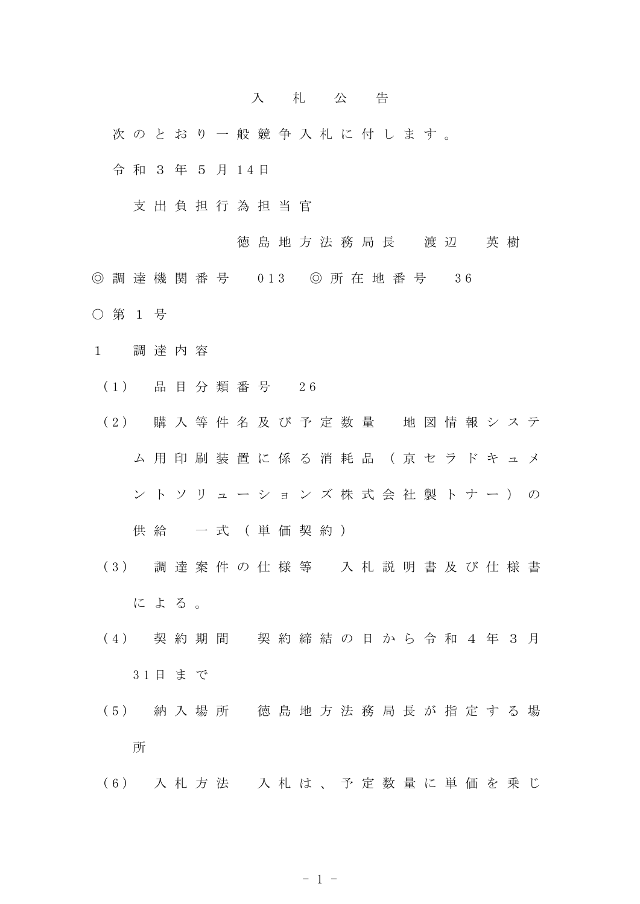# 入　札　公　告

次のとおり一般競争入札に付します。

令和３年５月14日

支出負担行為担当官

徳島地方法務局長　渡辺　英樹

◎調達機関番号　013　◎所在地番号　36

○第１号

１　調達内容

（1）　品目分類番号　26

（2）　購入等件名及び予定数量　地図情報システム用印刷装置に係る消耗品（京セラドキュメントソリューションズ株式会社製トナー）の供給　一式（単価契約）

（3）　調達案件の仕様等　入札説明書及び仕様書による。

（4）　契約期間　契約締結の日から令和４年３月31日まで

（5）　納入場所　徳島地方法務局長が指定する場所

（6）　入札方法　入札は、予定数量に単価を乗じ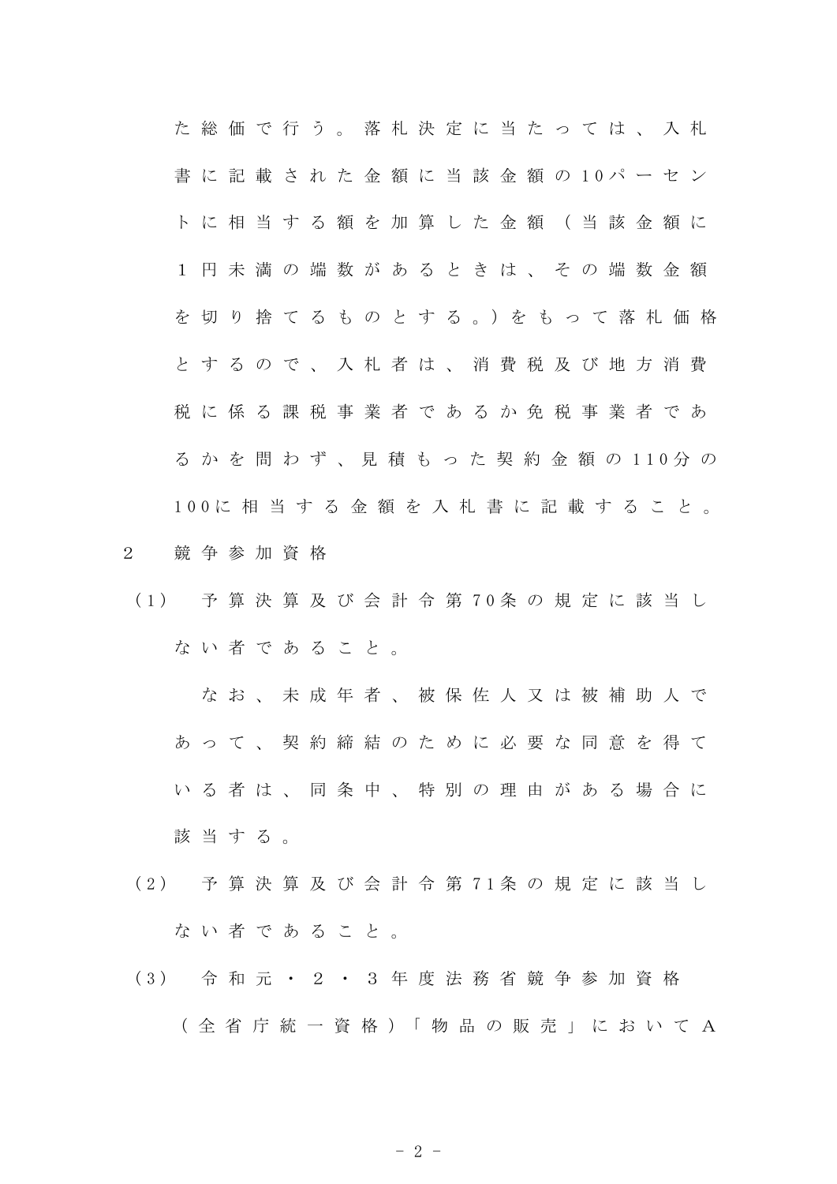た総価で行う。落札決定に当たっては、入札書に記載された金額に当該金額の10パーセントに相当する額を加算した金額（当該金額に１円未満の端数があるときは、その端数金額を切り捨てるものとする。）をもって落札価格とするので、入札者は、消費税及び地方消費税に係る課税事業者であるか免税事業者であるかを問わず、見積もった契約金額の110分の100に相当する金額を入札書に記載すること。

2　競争参加資格

（1）　予算決算及び会計令第70条の規定に該当しない者であること。

　なお、未成年者、被保佐人又は被補助人であって、契約締結のために必要な同意を得ている者は、同条中、特別の理由がある場合に該当する。

（2）　予算決算及び会計令第71条の規定に該当しない者であること。

（3）　令和元・２・３年度法務省競争参加資格（全省庁統一資格）「物品の販売」においてA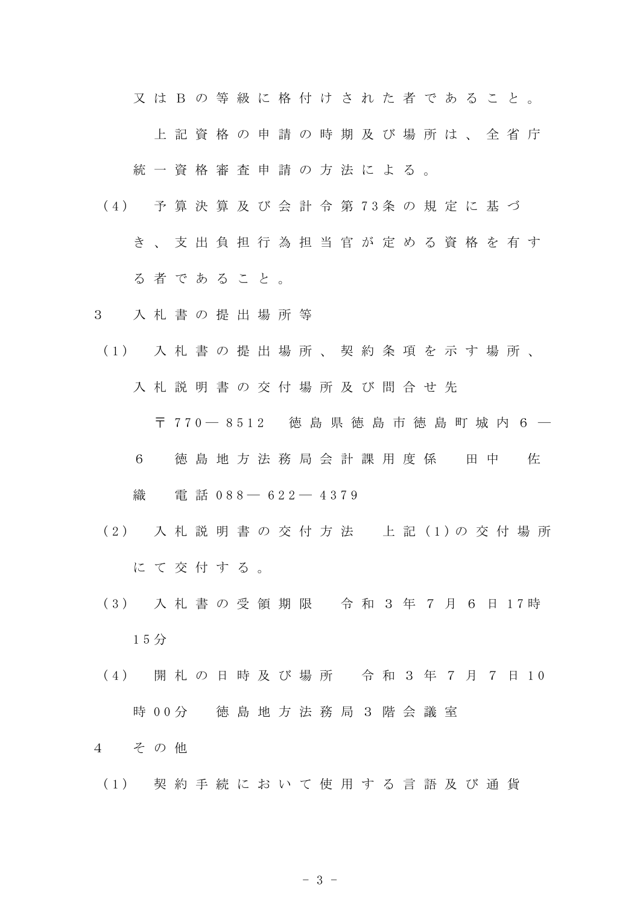又はＢの等級に格付けされた者であること。

上記資格の申請の時期及び場所は、全省庁統一資格審査申請の方法による。

（4） 予算決算及び会計令第73条の規定に基づき、支出負担行為担当官が定める資格を有する者であること。

3 入札書の提出場所等

（1） 入札書の提出場所、契約条項を示す場所、入札説明書の交付場所及び問合せ先

〒770―8512 徳島県徳島市徳島町城内６―６ 徳島地方法務局会計課用度係 田中 佐織 電話088―622―4379

（2） 入札説明書の交付方法 上記(1)の交付場所にて交付する。

（3） 入札書の受領期限 令和３年７月６日17時15分

（4） 開札の日時及び場所 令和３年７月７日10時00分 徳島地方法務局３階会議室

4 その他

（1） 契約手続において使用する言語及び通貨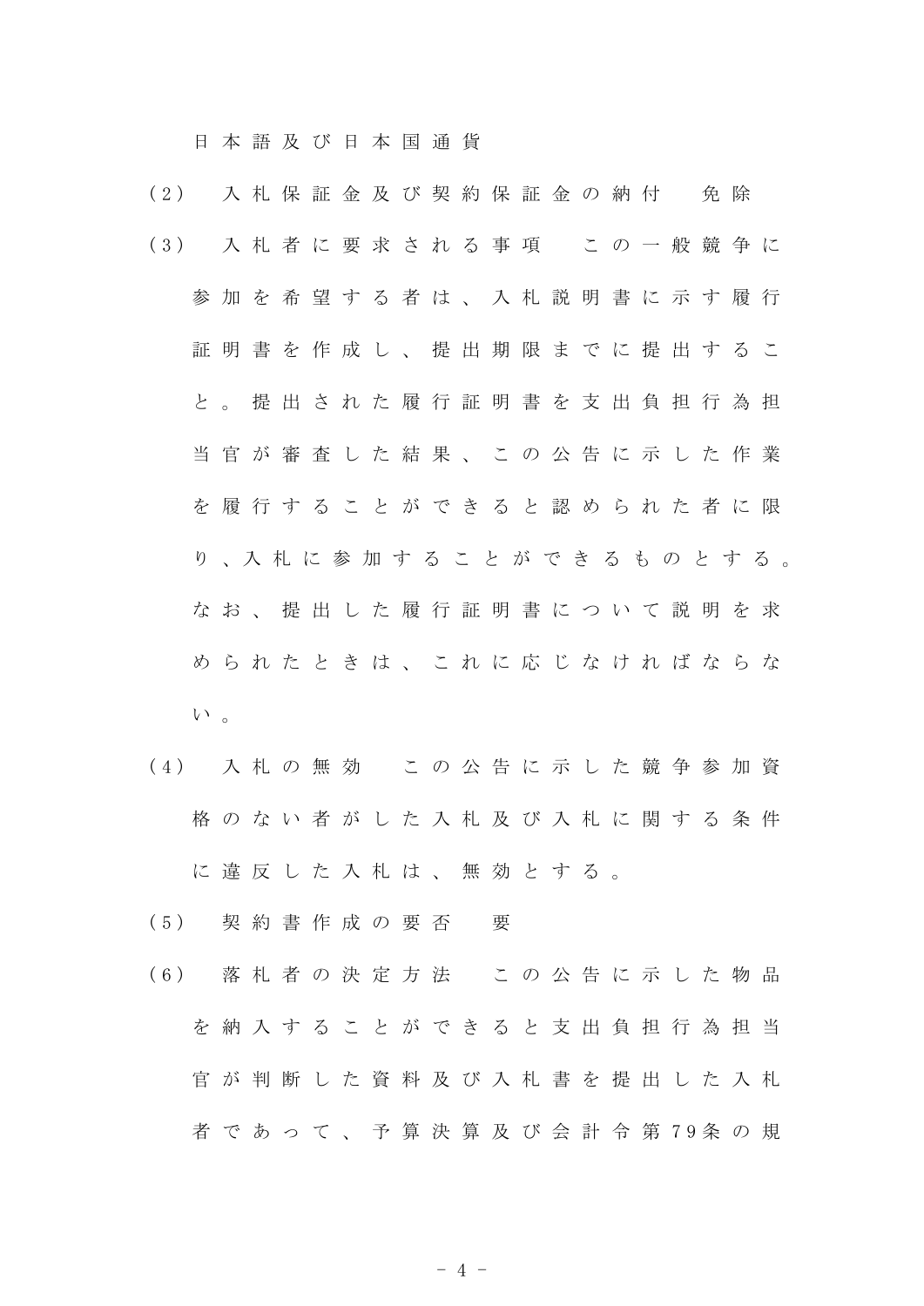日本語及び日本国通貨

(2)　入札保証金及び契約保証金の納付　免除

(3)　入札者に要求される事項　この一般競争に参加を希望する者は、入札説明書に示す履行証明書を作成し、提出期限までに提出すること。提出された履行証明書を支出負担行為担当官が審査した結果、この公告に示した作業を履行することができると認められた者に限り、入札に参加することができるものとする。なお、提出した履行証明書について説明を求められたときは、これに応じなければならない。

(4)　入札の無効　この公告に示した競争参加資格のない者がした入札及び入札に関する条件に違反した入札は、無効とする。

(5)　契約書作成の要否　要

(6)　落札者の決定方法　この公告に示した物品を納入することができると支出負担行為担当官が判断した資料及び入札書を提出した入札者であって、予算決算及び会計令第79条の規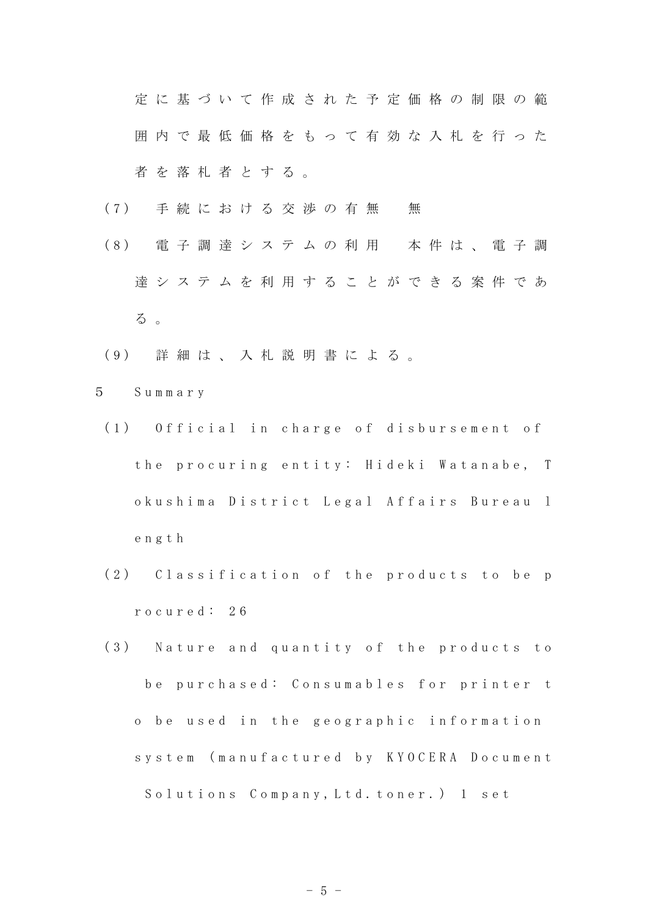定に基づいて作成された予定価格の制限の範囲内で最低価格をもって有効な入札を行った者を落札者とする。

（7） 手続における交渉の有無　無

（8） 電子調達システムの利用　本件は、電子調達システムを利用することができる案件である。

（9） 詳細は、入札説明書による。

5　Summary

（1） Official in charge of disbursement of the procuring entity: Hideki Watanabe, Tokushima District Legal Affairs Bureau length

（2） Classification of the products to be procured: 26

（3） Nature and quantity of the products to be purchased: Consumables for printer to be used in the geographic information system (manufactured by KYOCERA Document Solutions Company,Ltd.toner.) 1 set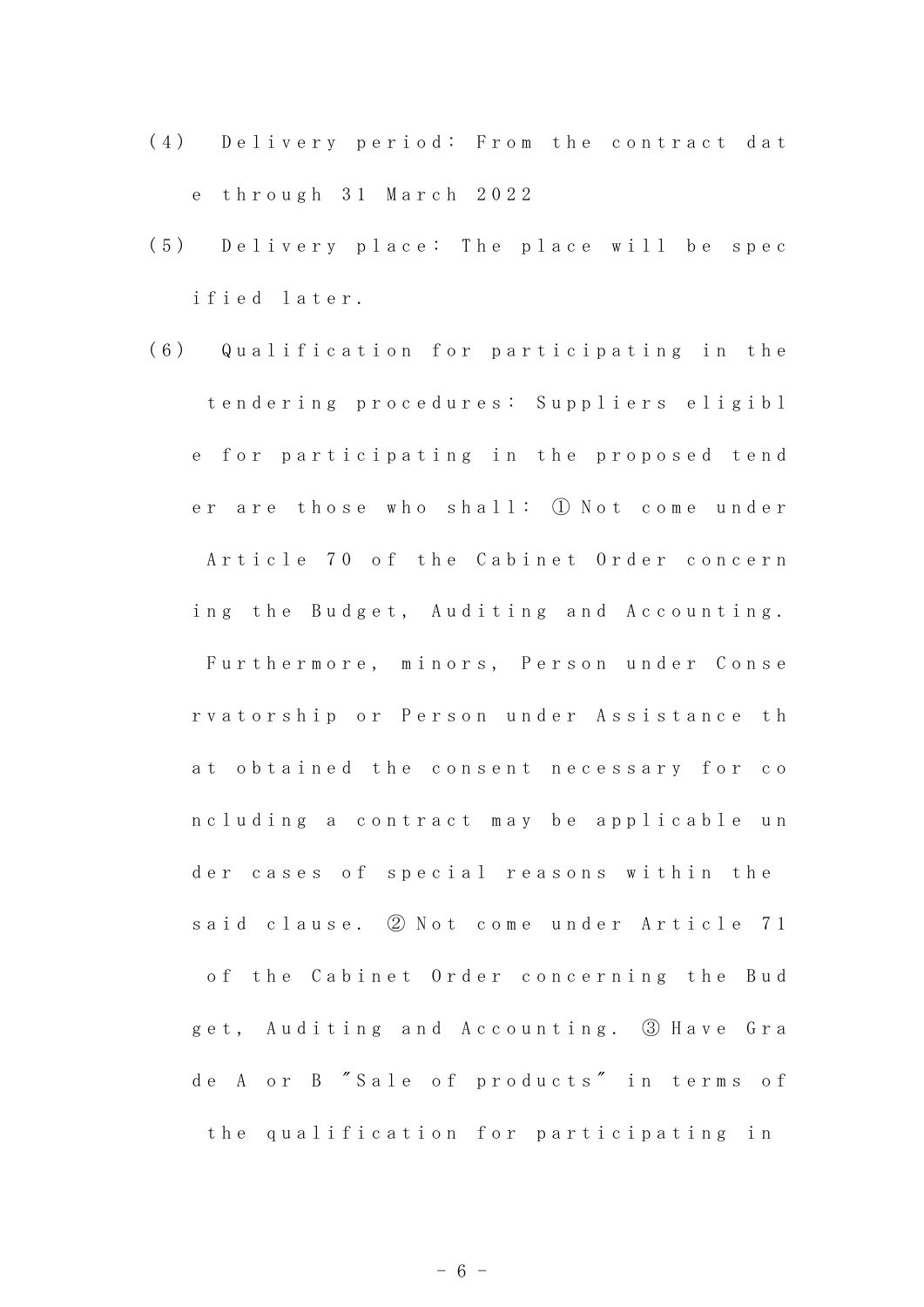(4) Delivery period: From the contract date through 31 March 2022

(5) Delivery place: The place will be specified later.

(6) Qualification for participating in the tendering procedures: Suppliers eligible for participating in the proposed tender are those who shall: ① Not come under Article 70 of the Cabinet Order concerning the Budget, Auditing and Accounting. Furthermore, minors, Person under Conservatorship or Person under Assistance that obtained the consent necessary for concluding a contract may be applicable under cases of special reasons within the said clause. ② Not come under Article 71 of the Cabinet Order concerning the Budget, Auditing and Accounting. ③ Have Grade A or B "Sale of products" in terms of the qualification for participating in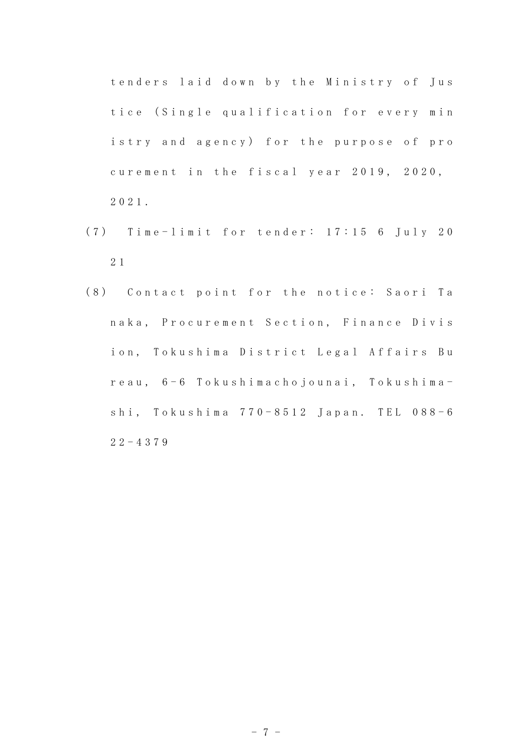tenders laid down by the Ministry of Justice (Single qualification for every ministry and agency) for the purpose of procurement in the fiscal year 2019, 2020, 2021.

(7) Time-limit for tender: 17:15 6 July 2021

(8) Contact point for the notice: Saori Tanaka, Procurement Section, Finance Division, Tokushima District Legal Affairs Bureau, 6-6 Tokushimachojounai, Tokushima-shi, Tokushima 770-8512 Japan. TEL 088-622-4379